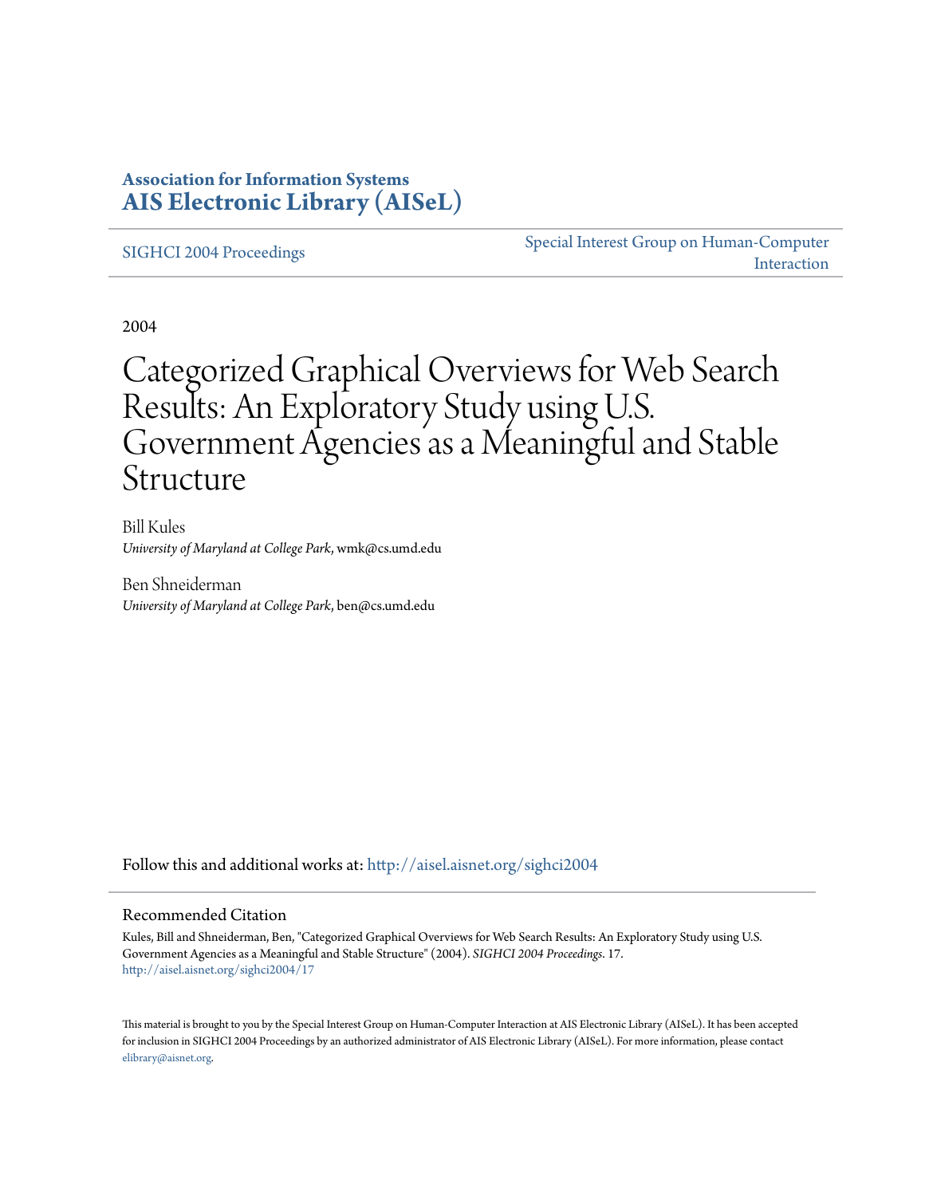**Association for Information Systems**
**AIS Electronic Library (AISeL)**

SIGHCI 2004 Proceedings | Special Interest Group on Human-Computer Interaction

2004

# Categorized Graphical Overviews for Web Search Results: An Exploratory Study using U.S. Government Agencies as a Meaningful and Stable Structure

Bill Kules
*University of Maryland at College Park*, wmk@cs.umd.edu

Ben Shneiderman
*University of Maryland at College Park*, ben@cs.umd.edu

Follow this and additional works at: http://aisel.aisnet.org/sighci2004

## Recommended Citation

Kules, Bill and Shneiderman, Ben, "Categorized Graphical Overviews for Web Search Results: An Exploratory Study using U.S. Government Agencies as a Meaningful and Stable Structure" (2004). *SIGHCI 2004 Proceedings*. 17.
http://aisel.aisnet.org/sighci2004/17

This material is brought to you by the Special Interest Group on Human-Computer Interaction at AIS Electronic Library (AISeL). It has been accepted for inclusion in SIGHCI 2004 Proceedings by an authorized administrator of AIS Electronic Library (AISeL). For more information, please contact elibrary@aisnet.org.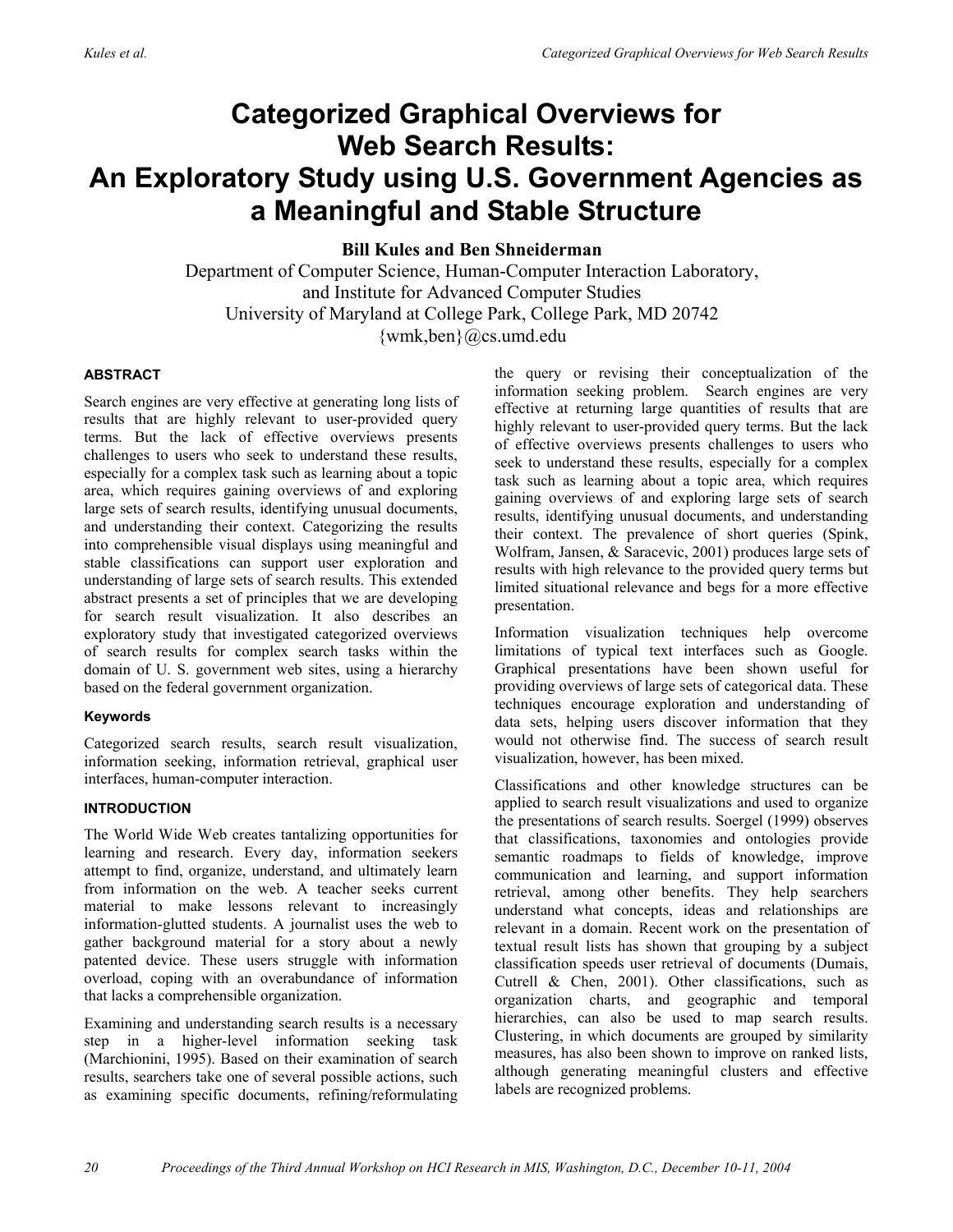# Categorized Graphical Overviews for Web Search Results: An Exploratory Study using U.S. Government Agencies as a Meaningful and Stable Structure

**Bill Kules and Ben Shneiderman**

Department of Computer Science, Human-Computer Interaction Laboratory, and Institute for Advanced Computer Studies
University of Maryland at College Park, College Park, MD 20742
{wmk,ben}@cs.umd.edu

### ABSTRACT

Search engines are very effective at generating long lists of results that are highly relevant to user-provided query terms. But the lack of effective overviews presents challenges to users who seek to understand these results, especially for a complex task such as learning about a topic area, which requires gaining overviews of and exploring large sets of search results, identifying unusual documents, and understanding their context. Categorizing the results into comprehensible visual displays using meaningful and stable classifications can support user exploration and understanding of large sets of search results. This extended abstract presents a set of principles that we are developing for search result visualization. It also describes an exploratory study that investigated categorized overviews of search results for complex search tasks within the domain of U. S. government web sites, using a hierarchy based on the federal government organization.

### Keywords

Categorized search results, search result visualization, information seeking, information retrieval, graphical user interfaces, human-computer interaction.

### INTRODUCTION

The World Wide Web creates tantalizing opportunities for learning and research. Every day, information seekers attempt to find, organize, understand, and ultimately learn from information on the web. A teacher seeks current material to make lessons relevant to increasingly information-glutted students. A journalist uses the web to gather background material for a story about a newly patented device. These users struggle with information overload, coping with an overabundance of information that lacks a comprehensible organization.

Examining and understanding search results is a necessary step in a higher-level information seeking task (Marchionini, 1995). Based on their examination of search results, searchers take one of several possible actions, such as examining specific documents, refining/reformulating the query or revising their conceptualization of the information seeking problem. Search engines are very effective at returning large quantities of results that are highly relevant to user-provided query terms. But the lack of effective overviews presents challenges to users who seek to understand these results, especially for a complex task such as learning about a topic area, which requires gaining overviews of and exploring large sets of search results, identifying unusual documents, and understanding their context. The prevalence of short queries (Spink, Wolfram, Jansen, & Saracevic, 2001) produces large sets of results with high relevance to the provided query terms but limited situational relevance and begs for a more effective presentation.

Information visualization techniques help overcome limitations of typical text interfaces such as Google. Graphical presentations have been shown useful for providing overviews of large sets of categorical data. These techniques encourage exploration and understanding of data sets, helping users discover information that they would not otherwise find. The success of search result visualization, however, has been mixed.

Classifications and other knowledge structures can be applied to search result visualizations and used to organize the presentations of search results. Soergel (1999) observes that classifications, taxonomies and ontologies provide semantic roadmaps to fields of knowledge, improve communication and learning, and support information retrieval, among other benefits. They help searchers understand what concepts, ideas and relationships are relevant in a domain. Recent work on the presentation of textual result lists has shown that grouping by a subject classification speeds user retrieval of documents (Dumais, Cutrell & Chen, 2001). Other classifications, such as organization charts, and geographic and temporal hierarchies, can also be used to map search results. Clustering, in which documents are grouped by similarity measures, has also been shown to improve on ranked lists, although generating meaningful clusters and effective labels are recognized problems.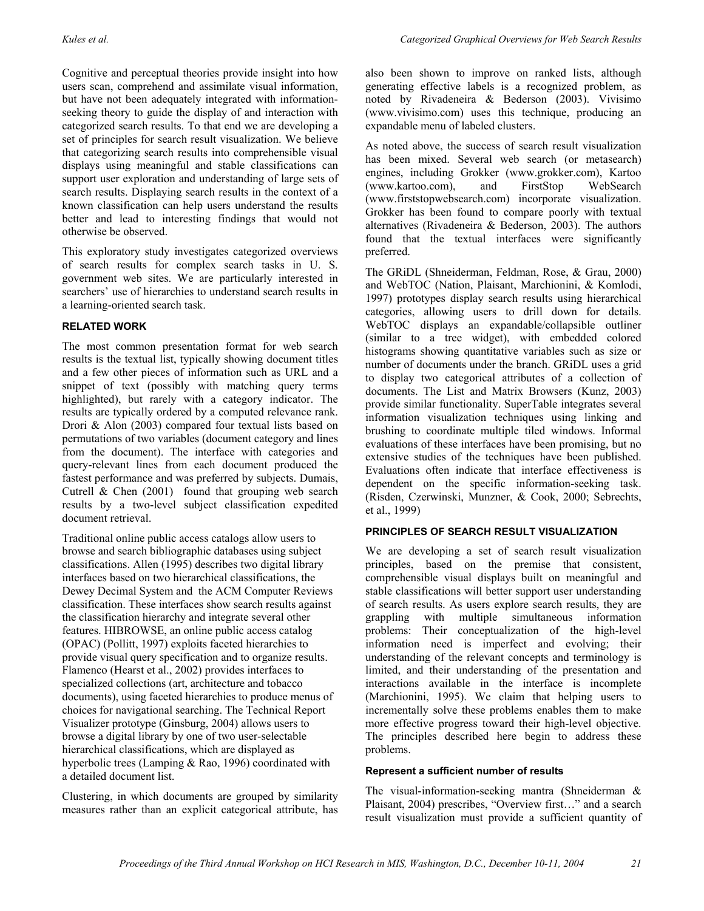Cognitive and perceptual theories provide insight into how users scan, comprehend and assimilate visual information, but have not been adequately integrated with information-seeking theory to guide the display of and interaction with categorized search results. To that end we are developing a set of principles for search result visualization. We believe that categorizing search results into comprehensible visual displays using meaningful and stable classifications can support user exploration and understanding of large sets of search results. Displaying search results in the context of a known classification can help users understand the results better and lead to interesting findings that would not otherwise be observed.

This exploratory study investigates categorized overviews of search results for complex search tasks in U. S. government web sites. We are particularly interested in searchers' use of hierarchies to understand search results in a learning-oriented search task.

## RELATED WORK

The most common presentation format for web search results is the textual list, typically showing document titles and a few other pieces of information such as URL and a snippet of text (possibly with matching query terms highlighted), but rarely with a category indicator. The results are typically ordered by a computed relevance rank. Drori & Alon (2003) compared four textual lists based on permutations of two variables (document category and lines from the document). The interface with categories and query-relevant lines from each document produced the fastest performance and was preferred by subjects. Dumais, Cutrell & Chen (2001) found that grouping web search results by a two-level subject classification expedited document retrieval.

Traditional online public access catalogs allow users to browse and search bibliographic databases using subject classifications. Allen (1995) describes two digital library interfaces based on two hierarchical classifications, the Dewey Decimal System and the ACM Computer Reviews classification. These interfaces show search results against the classification hierarchy and integrate several other features. HIBROWSE, an online public access catalog (OPAC) (Pollitt, 1997) exploits faceted hierarchies to provide visual query specification and to organize results. Flamenco (Hearst et al., 2002) provides interfaces to specialized collections (art, architecture and tobacco documents), using faceted hierarchies to produce menus of choices for navigational searching. The Technical Report Visualizer prototype (Ginsburg, 2004) allows users to browse a digital library by one of two user-selectable hierarchical classifications, which are displayed as hyperbolic trees (Lamping & Rao, 1996) coordinated with a detailed document list.

Clustering, in which documents are grouped by similarity measures rather than an explicit categorical attribute, has also been shown to improve on ranked lists, although generating effective labels is a recognized problem, as noted by Rivadeneira & Bederson (2003). Vivisimo (www.vivisimo.com) uses this technique, producing an expandable menu of labeled clusters.

As noted above, the success of search result visualization has been mixed. Several web search (or metasearch) engines, including Grokker (www.grokker.com), Kartoo (www.kartoo.com), and FirstStop WebSearch (www.firststopwebsearch.com) incorporate visualization. Grokker has been found to compare poorly with textual alternatives (Rivadeneira & Bederson, 2003). The authors found that the textual interfaces were significantly preferred.

The GRiDL (Shneiderman, Feldman, Rose, & Grau, 2000) and WebTOC (Nation, Plaisant, Marchionini, & Komlodi, 1997) prototypes display search results using hierarchical categories, allowing users to drill down for details. WebTOC displays an expandable/collapsible outliner (similar to a tree widget), with embedded colored histograms showing quantitative variables such as size or number of documents under the branch. GRiDL uses a grid to display two categorical attributes of a collection of documents. The List and Matrix Browsers (Kunz, 2003) provide similar functionality. SuperTable integrates several information visualization techniques using linking and brushing to coordinate multiple tiled windows. Informal evaluations of these interfaces have been promising, but no extensive studies of the techniques have been published. Evaluations often indicate that interface effectiveness is dependent on the specific information-seeking task. (Risden, Czerwinski, Munzner, & Cook, 2000; Sebrechts, et al., 1999)

## PRINCIPLES OF SEARCH RESULT VISUALIZATION

We are developing a set of search result visualization principles, based on the premise that consistent, comprehensible visual displays built on meaningful and stable classifications will better support user understanding of search results. As users explore search results, they are grappling with multiple simultaneous information problems: Their conceptualization of the high-level information need is imperfect and evolving; their understanding of the relevant concepts and terminology is limited, and their understanding of the presentation and interactions available in the interface is incomplete (Marchionini, 1995). We claim that helping users to incrementally solve these problems enables them to make more effective progress toward their high-level objective. The principles described here begin to address these problems.

### Represent a sufficient number of results

The visual-information-seeking mantra (Shneiderman & Plaisant, 2004) prescribes, "Overview first…" and a search result visualization must provide a sufficient quantity of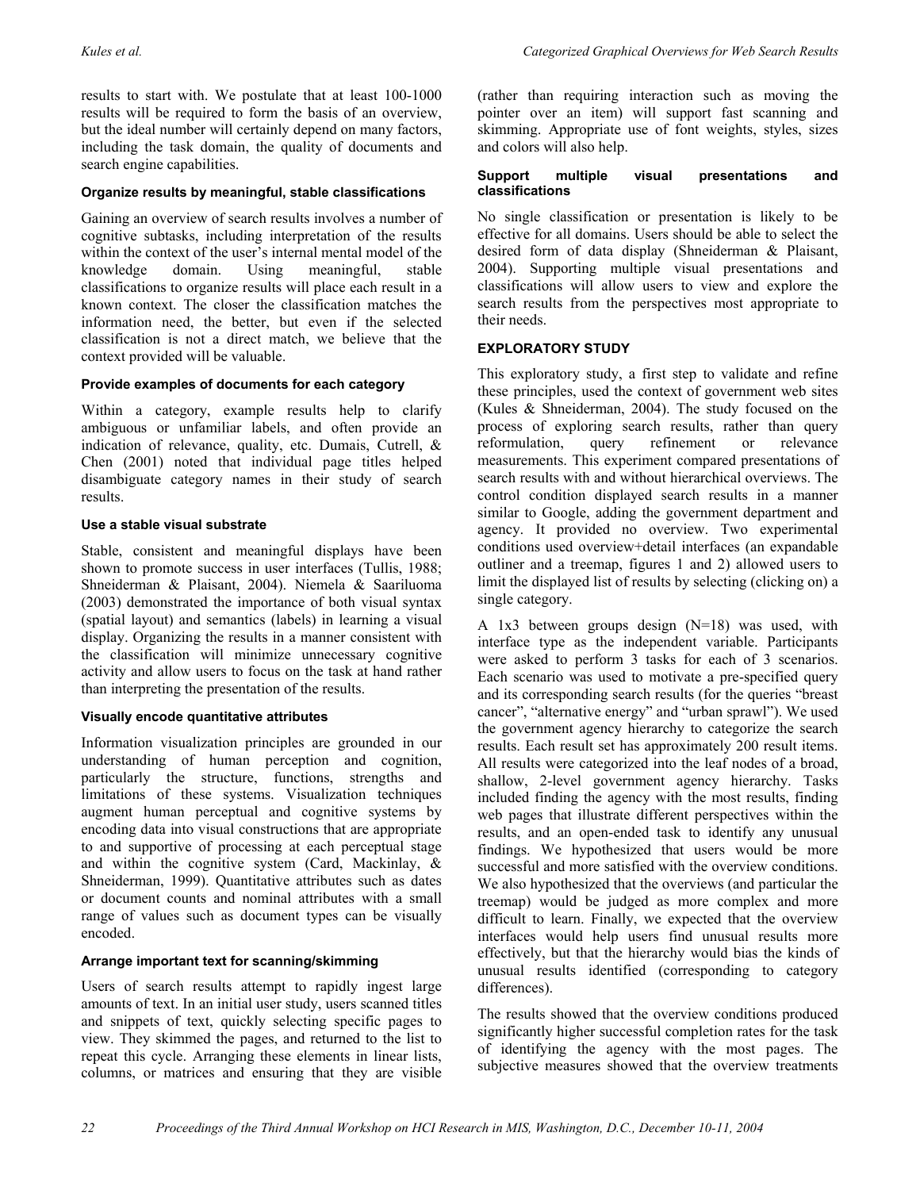results to start with. We postulate that at least 100-1000 results will be required to form the basis of an overview, but the ideal number will certainly depend on many factors, including the task domain, the quality of documents and search engine capabilities.

#### Organize results by meaningful, stable classifications

Gaining an overview of search results involves a number of cognitive subtasks, including interpretation of the results within the context of the user's internal mental model of the knowledge domain. Using meaningful, stable classifications to organize results will place each result in a known context. The closer the classification matches the information need, the better, but even if the selected classification is not a direct match, we believe that the context provided will be valuable.

#### Provide examples of documents for each category

Within a category, example results help to clarify ambiguous or unfamiliar labels, and often provide an indication of relevance, quality, etc. Dumais, Cutrell, & Chen (2001) noted that individual page titles helped disambiguate category names in their study of search results.

#### Use a stable visual substrate

Stable, consistent and meaningful displays have been shown to promote success in user interfaces (Tullis, 1988; Shneiderman & Plaisant, 2004). Niemela & Saariluoma (2003) demonstrated the importance of both visual syntax (spatial layout) and semantics (labels) in learning a visual display. Organizing the results in a manner consistent with the classification will minimize unnecessary cognitive activity and allow users to focus on the task at hand rather than interpreting the presentation of the results.

#### Visually encode quantitative attributes

Information visualization principles are grounded in our understanding of human perception and cognition, particularly the structure, functions, strengths and limitations of these systems. Visualization techniques augment human perceptual and cognitive systems by encoding data into visual constructions that are appropriate to and supportive of processing at each perceptual stage and within the cognitive system (Card, Mackinlay, & Shneiderman, 1999). Quantitative attributes such as dates or document counts and nominal attributes with a small range of values such as document types can be visually encoded.

#### Arrange important text for scanning/skimming

Users of search results attempt to rapidly ingest large amounts of text. In an initial user study, users scanned titles and snippets of text, quickly selecting specific pages to view. They skimmed the pages, and returned to the list to repeat this cycle. Arranging these elements in linear lists, columns, or matrices and ensuring that they are visible (rather than requiring interaction such as moving the pointer over an item) will support fast scanning and skimming. Appropriate use of font weights, styles, sizes and colors will also help.

#### Support multiple visual presentations and classifications

No single classification or presentation is likely to be effective for all domains. Users should be able to select the desired form of data display (Shneiderman & Plaisant, 2004). Supporting multiple visual presentations and classifications will allow users to view and explore the search results from the perspectives most appropriate to their needs.

## EXPLORATORY STUDY

This exploratory study, a first step to validate and refine these principles, used the context of government web sites (Kules & Shneiderman, 2004). The study focused on the process of exploring search results, rather than query reformulation, query refinement or relevance measurements. This experiment compared presentations of search results with and without hierarchical overviews. The control condition displayed search results in a manner similar to Google, adding the government department and agency. It provided no overview. Two experimental conditions used overview+detail interfaces (an expandable outliner and a treemap, figures 1 and 2) allowed users to limit the displayed list of results by selecting (clicking on) a single category.

A 1x3 between groups design (N=18) was used, with interface type as the independent variable. Participants were asked to perform 3 tasks for each of 3 scenarios. Each scenario was used to motivate a pre-specified query and its corresponding search results (for the queries "breast cancer", "alternative energy" and "urban sprawl"). We used the government agency hierarchy to categorize the search results. Each result set has approximately 200 result items. All results were categorized into the leaf nodes of a broad, shallow, 2-level government agency hierarchy. Tasks included finding the agency with the most results, finding web pages that illustrate different perspectives within the results, and an open-ended task to identify any unusual findings. We hypothesized that users would be more successful and more satisfied with the overview conditions. We also hypothesized that the overviews (and particular the treemap) would be judged as more complex and more difficult to learn. Finally, we expected that the overview interfaces would help users find unusual results more effectively, but that the hierarchy would bias the kinds of unusual results identified (corresponding to category differences).

The results showed that the overview conditions produced significantly higher successful completion rates for the task of identifying the agency with the most pages. The subjective measures showed that the overview treatments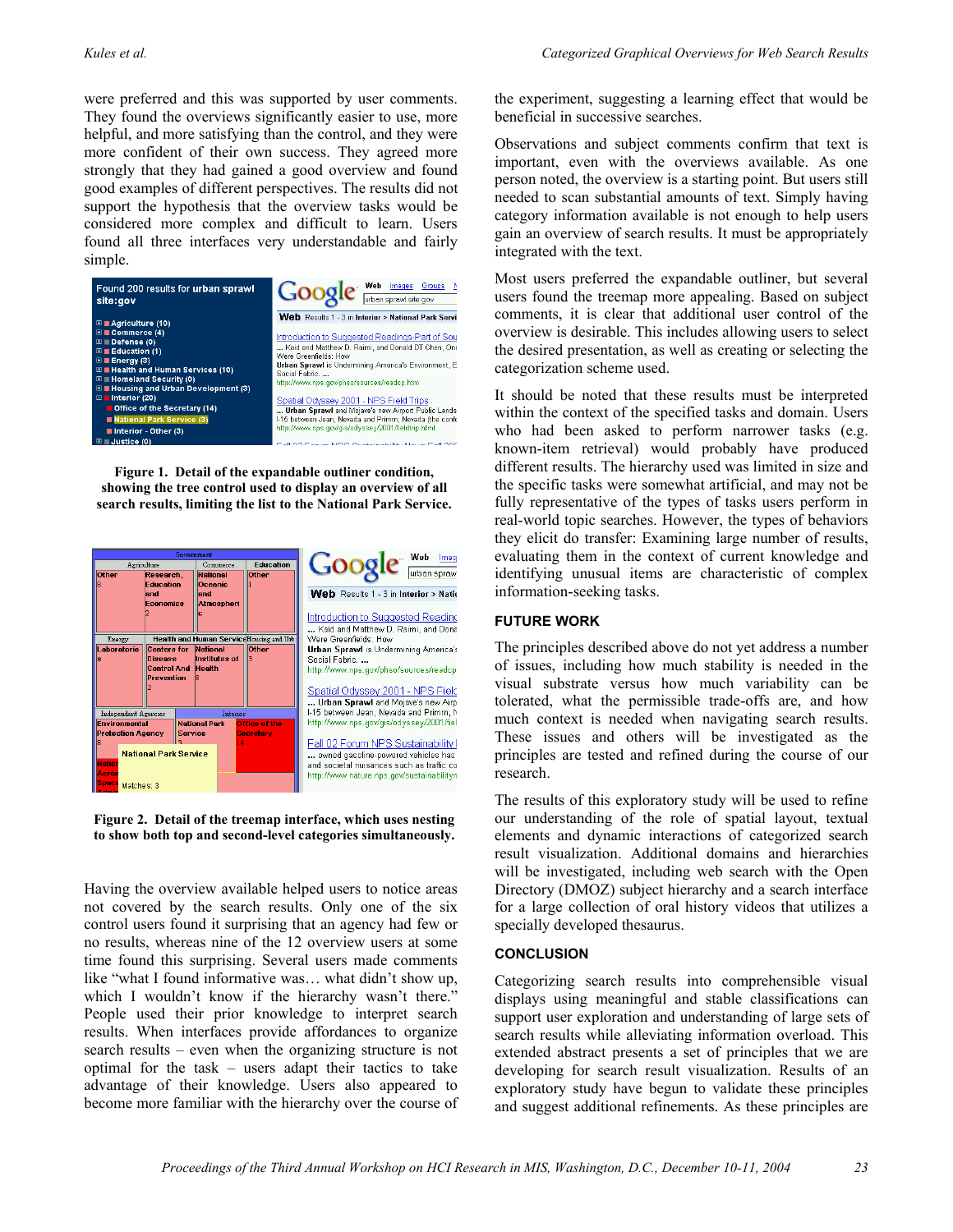were preferred and this was supported by user comments. They found the overviews significantly easier to use, more helpful, and more satisfying than the control, and they were more confident of their own success. They agreed more strongly that they had gained a good overview and found good examples of different perspectives. The results did not support the hypothesis that the overview tasks would be considered more complex and difficult to learn. Users found all three interfaces very understandable and fairly simple.

**Figure 1. Detail of the expandable outliner condition, showing the tree control used to display an overview of all search results, limiting the list to the National Park Service.**

**Figure 2. Detail of the treemap interface, which uses nesting to show both top and second-level categories simultaneously.**

Having the overview available helped users to notice areas not covered by the search results. Only one of the six control users found it surprising that an agency had few or no results, whereas nine of the 12 overview users at some time found this surprising. Several users made comments like "what I found informative was… what didn't show up, which I wouldn't know if the hierarchy wasn't there." People used their prior knowledge to interpret search results. When interfaces provide affordances to organize search results – even when the organizing structure is not optimal for the task – users adapt their tactics to take advantage of their knowledge. Users also appeared to become more familiar with the hierarchy over the course of the experiment, suggesting a learning effect that would be beneficial in successive searches.

Observations and subject comments confirm that text is important, even with the overviews available. As one person noted, the overview is a starting point. But users still needed to scan substantial amounts of text. Simply having category information available is not enough to help users gain an overview of search results. It must be appropriately integrated with the text.

Most users preferred the expandable outliner, but several users found the treemap more appealing. Based on subject comments, it is clear that additional user control of the overview is desirable. This includes allowing users to select the desired presentation, as well as creating or selecting the categorization scheme used.

It should be noted that these results must be interpreted within the context of the specified tasks and domain. Users who had been asked to perform narrower tasks (e.g. known-item retrieval) would probably have produced different results. The hierarchy used was limited in size and the specific tasks were somewhat artificial, and may not be fully representative of the types of tasks users perform in real-world topic searches. However, the types of behaviors they elicit do transfer: Examining large number of results, evaluating them in the context of current knowledge and identifying unusual items are characteristic of complex information-seeking tasks.

## FUTURE WORK

The principles described above do not yet address a number of issues, including how much stability is needed in the visual substrate versus how much variability can be tolerated, what the permissible trade-offs are, and how much context is needed when navigating search results. These issues and others will be investigated as the principles are tested and refined during the course of our research.

The results of this exploratory study will be used to refine our understanding of the role of spatial layout, textual elements and dynamic interactions of categorized search result visualization. Additional domains and hierarchies will be investigated, including web search with the Open Directory (DMOZ) subject hierarchy and a search interface for a large collection of oral history videos that utilizes a specially developed thesaurus.

## CONCLUSION

Categorizing search results into comprehensible visual displays using meaningful and stable classifications can support user exploration and understanding of large sets of search results while alleviating information overload. This extended abstract presents a set of principles that we are developing for search result visualization. Results of an exploratory study have begun to validate these principles and suggest additional refinements. As these principles are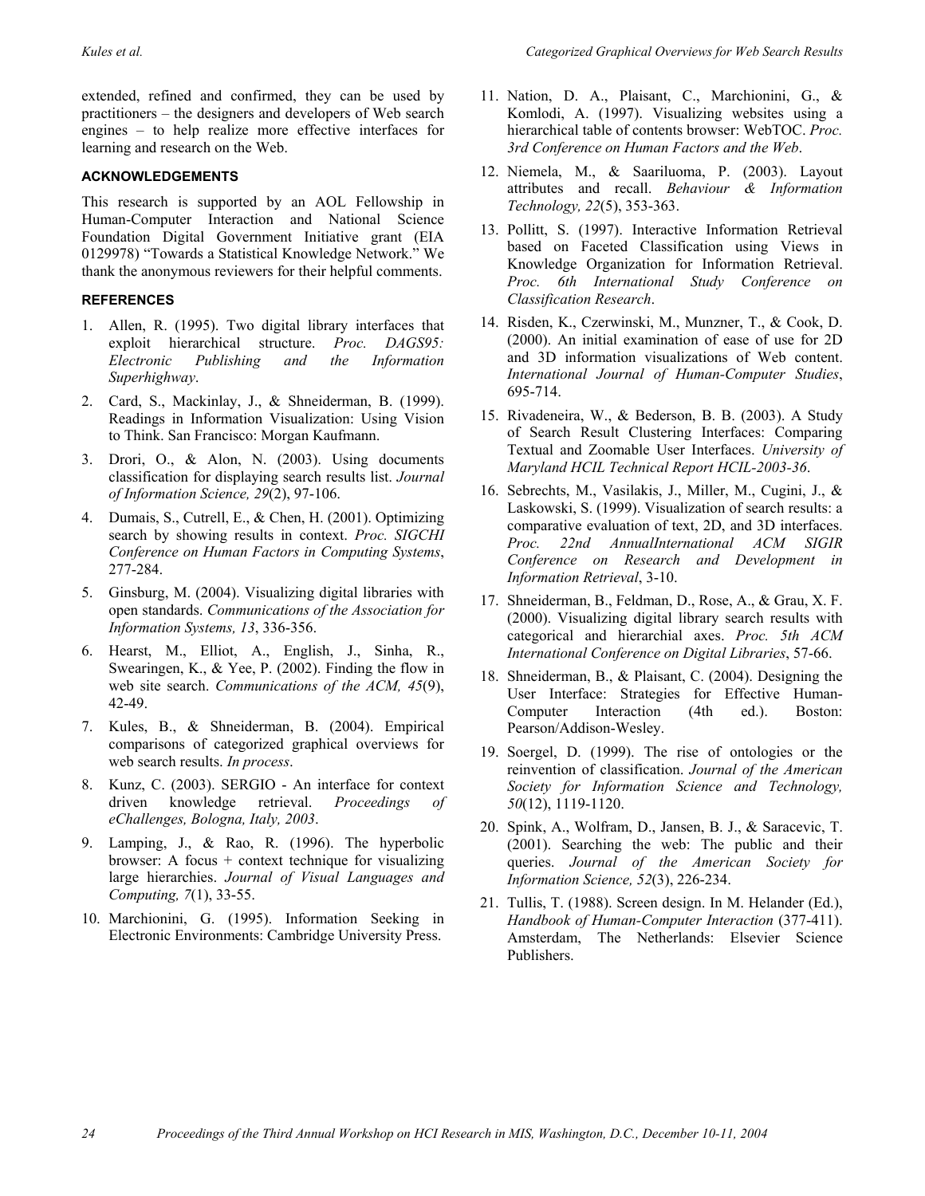extended, refined and confirmed, they can be used by practitioners – the designers and developers of Web search engines – to help realize more effective interfaces for learning and research on the Web.

### ACKNOWLEDGEMENTS

This research is supported by an AOL Fellowship in Human-Computer Interaction and National Science Foundation Digital Government Initiative grant (EIA 0129978) "Towards a Statistical Knowledge Network." We thank the anonymous reviewers for their helpful comments.

### REFERENCES

1. Allen, R. (1995). Two digital library interfaces that exploit hierarchical structure. *Proc. DAGS95: Electronic Publishing and the Information Superhighway*.
2. Card, S., Mackinlay, J., & Shneiderman, B. (1999). Readings in Information Visualization: Using Vision to Think. San Francisco: Morgan Kaufmann.
3. Drori, O., & Alon, N. (2003). Using documents classification for displaying search results list. *Journal of Information Science, 29*(2), 97-106.
4. Dumais, S., Cutrell, E., & Chen, H. (2001). Optimizing search by showing results in context. *Proc. SIGCHI Conference on Human Factors in Computing Systems*, 277-284.
5. Ginsburg, M. (2004). Visualizing digital libraries with open standards. *Communications of the Association for Information Systems, 13*, 336-356.
6. Hearst, M., Elliot, A., English, J., Sinha, R., Swearingen, K., & Yee, P. (2002). Finding the flow in web site search. *Communications of the ACM, 45*(9), 42-49.
7. Kules, B., & Shneiderman, B. (2004). Empirical comparisons of categorized graphical overviews for web search results. *In process*.
8. Kunz, C. (2003). SERGIO - An interface for context driven knowledge retrieval. *Proceedings of eChallenges, Bologna, Italy, 2003*.
9. Lamping, J., & Rao, R. (1996). The hyperbolic browser: A focus + context technique for visualizing large hierarchies. *Journal of Visual Languages and Computing, 7*(1), 33-55.
10. Marchionini, G. (1995). Information Seeking in Electronic Environments: Cambridge University Press.
11. Nation, D. A., Plaisant, C., Marchionini, G., & Komlodi, A. (1997). Visualizing websites using a hierarchical table of contents browser: WebTOC. *Proc. 3rd Conference on Human Factors and the Web*.
12. Niemela, M., & Saariluoma, P. (2003). Layout attributes and recall. *Behaviour & Information Technology, 22*(5), 353-363.
13. Pollitt, S. (1997). Interactive Information Retrieval based on Faceted Classification using Views in Knowledge Organization for Information Retrieval. *Proc. 6th International Study Conference on Classification Research*.
14. Risden, K., Czerwinski, M., Munzner, T., & Cook, D. (2000). An initial examination of ease of use for 2D and 3D information visualizations of Web content. *International Journal of Human-Computer Studies*, 695-714.
15. Rivadeneira, W., & Bederson, B. B. (2003). A Study of Search Result Clustering Interfaces: Comparing Textual and Zoomable User Interfaces. *University of Maryland HCIL Technical Report HCIL-2003-36*.
16. Sebrechts, M., Vasilakis, J., Miller, M., Cugini, J., & Laskowski, S. (1999). Visualization of search results: a comparative evaluation of text, 2D, and 3D interfaces. *Proc. 22nd AnnualInternational ACM SIGIR Conference on Research and Development in Information Retrieval*, 3-10.
17. Shneiderman, B., Feldman, D., Rose, A., & Grau, X. F. (2000). Visualizing digital library search results with categorical and hierarchial axes. *Proc. 5th ACM International Conference on Digital Libraries*, 57-66.
18. Shneiderman, B., & Plaisant, C. (2004). Designing the User Interface: Strategies for Effective Human-Computer Interaction (4th ed.). Boston: Pearson/Addison-Wesley.
19. Soergel, D. (1999). The rise of ontologies or the reinvention of classification. *Journal of the American Society for Information Science and Technology, 50*(12), 1119-1120.
20. Spink, A., Wolfram, D., Jansen, B. J., & Saracevic, T. (2001). Searching the web: The public and their queries. *Journal of the American Society for Information Science, 52*(3), 226-234.
21. Tullis, T. (1988). Screen design. In M. Helander (Ed.), *Handbook of Human-Computer Interaction* (377-411). Amsterdam, The Netherlands: Elsevier Science Publishers.